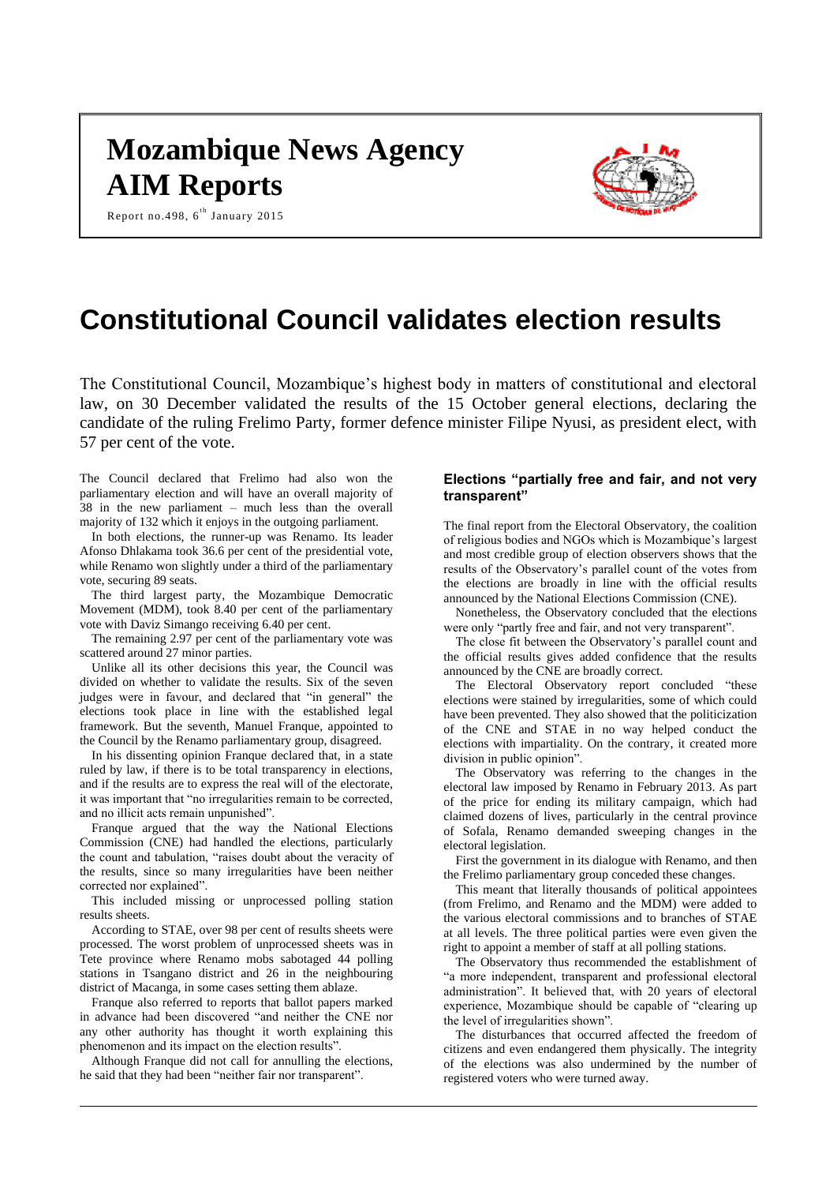# Mozambique News Agency

# AIM Reports

Report no.498, 6th January 2015

# Constitutional Council validates election results

The Constitutional Council, Mozambique's highest body in matters of constitutional and electoral law, on 30 December validated the results of the 15 October general elections, declaring the candidate of the ruling Frelimo Party, former defence minister Filipe Nyusi, as president elect, with 57 per cent of the vote.

The Council declared that Frelimo had also won the parliamentary election and will have an overall majority of 38 in the new parliament – much less than the overall majority of 132 which it enjoys in the outgoing parliament.

In both elections, the runner-up was Renamo. Its leader Afonso Dhlakama took 36.6 per cent of the presidential vote, while Renamo won slightly under a third of the parliamentary vote, securing 89 seats.

The third largest party, the Mozambique Democratic Movement (MDM), took 8.40 per cent of the parliamentary vote with Daviz Simango receiving 6.40 per cent.

The remaining 2.97 per cent of the parliamentary vote was scattered around 27 minor parties.

Unlike all its other decisions this year, the Council was divided on whether to validate the results. Six of the seven judges were in favour, and declared that "in general" the elections took place in line with the established legal framework. But the seventh, Manuel Franque, appointed to the Council by the Renamo parliamentary group, disagreed.

In his dissenting opinion Franque declared that, in a state ruled by law, if there is to be total transparency in elections, and if the results are to express the real will of the electorate, it was important that "no irregularities remain to be corrected, and no illicit acts remain unpunished".

Franque argued that the way the National Elections Commission (CNE) had handled the elections, particularly the count and tabulation, "raises doubt about the veracity of the results, since so many irregularities have been neither corrected nor explained".

This included missing or unprocessed polling station results sheets.

According to STAE, over 98 per cent of results sheets were processed. The worst problem of unprocessed sheets was in Tete province where Renamo mobs sabotaged 44 polling stations in Tsangano district and 26 in the neighbouring district of Macanga, in some cases setting them ablaze.

Franque also referred to reports that ballot papers marked in advance had been discovered "and neither the CNE nor any other authority has thought it worth explaining this phenomenon and its impact on the election results".

Although Franque did not call for annulling the elections, he said that they had been "neither fair nor transparent".

## Elections "partially free and fair, and not very transparent"

The final report from the Electoral Observatory, the coalition of religious bodies and NGOs which is Mozambique's largest and most credible group of election observers shows that the results of the Observatory's parallel count of the votes from the elections are broadly in line with the official results announced by the National Elections Commission (CNE).

Nonetheless, the Observatory concluded that the elections were only "partly free and fair, and not very transparent".

The close fit between the Observatory's parallel count and the official results gives added confidence that the results announced by the CNE are broadly correct.

The Electoral Observatory report concluded "these elections were stained by irregularities, some of which could have been prevented. They also showed that the politicization of the CNE and STAE in no way helped conduct the elections with impartiality. On the contrary, it created more division in public opinion".

The Observatory was referring to the changes in the electoral law imposed by Renamo in February 2013. As part of the price for ending its military campaign, which had claimed dozens of lives, particularly in the central province of Sofala, Renamo demanded sweeping changes in the electoral legislation.

First the government in its dialogue with Renamo, and then the Frelimo parliamentary group conceded these changes.

This meant that literally thousands of political appointees (from Frelimo, and Renamo and the MDM) were added to the various electoral commissions and to branches of STAE at all levels. The three political parties were even given the right to appoint a member of staff at all polling stations.

The Observatory thus recommended the establishment of "a more independent, transparent and professional electoral administration". It believed that, with 20 years of electoral experience, Mozambique should be capable of "clearing up the level of irregularities shown".

The disturbances that occurred affected the freedom of citizens and even endangered them physically. The integrity of the elections was also undermined by the number of registered voters who were turned away.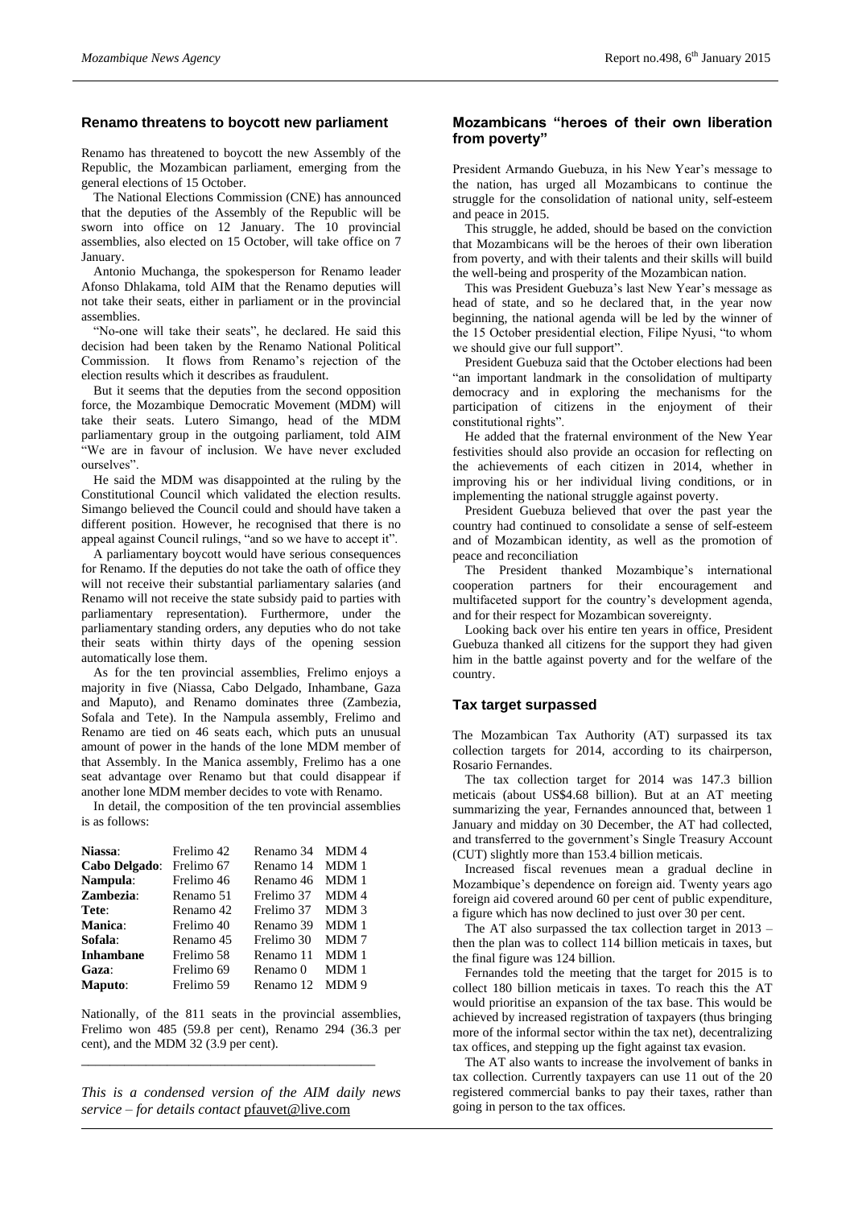## Renamo threatens to boycott new parliament

Renamo has threatened to boycott the new Assembly of the Republic, the Mozambican parliament, emerging from the general elections of 15 October.

The National Elections Commission (CNE) has announced that the deputies of the Assembly of the Republic will be sworn into office on 12 January. The 10 provincial assemblies, also elected on 15 October, will take office on 7 January.

Antonio Muchanga, the spokesperson for Renamo leader Afonso Dhlakama, told AIM that the Renamo deputies will not take their seats, either in parliament or in the provincial assemblies.

"No-one will take their seats", he declared. He said this decision had been taken by the Renamo National Political Commission. It flows from Renamo's rejection of the election results which it describes as fraudulent.

But it seems that the deputies from the second opposition force, the Mozambique Democratic Movement (MDM) will take their seats. Lutero Simango, head of the MDM parliamentary group in the outgoing parliament, told AIM "We are in favour of inclusion. We have never excluded ourselves".

He said the MDM was disappointed at the ruling by the Constitutional Council which validated the election results. Simango believed the Council could and should have taken a different position. However, he recognised that there is no appeal against Council rulings, "and so we have to accept it".

A parliamentary boycott would have serious consequences for Renamo. If the deputies do not take the oath of office they will not receive their substantial parliamentary salaries (and Renamo will not receive the state subsidy paid to parties with parliamentary representation). Furthermore, under the parliamentary standing orders, any deputies who do not take their seats within thirty days of the opening session automatically lose them.

As for the ten provincial assemblies, Frelimo enjoys a majority in five (Niassa, Cabo Delgado, Inhambane, Gaza and Maputo), and Renamo dominates three (Zambezia, Sofala and Tete). In the Nampula assembly, Frelimo and Renamo are tied on 46 seats each, which puts an unusual amount of power in the hands of the lone MDM member of that Assembly. In the Manica assembly, Frelimo has a one seat advantage over Renamo but that could disappear if another lone MDM member decides to vote with Renamo.

In detail, the composition of the ten provincial assemblies is as follows:

| | | | |
|---|---|---|---|
| **Niassa**: | Frelimo 42 | Renamo 34 | MDM 4 |
| **Cabo Delgado**: | Frelimo 67 | Renamo 14 | MDM 1 |
| **Nampula**: | Frelimo 46 | Renamo 46 | MDM 1 |
| **Zambezia**: | Renamo 51 | Frelimo 37 | MDM 4 |
| **Tete**: | Renamo 42 | Frelimo 37 | MDM 3 |
| **Manica**: | Frelimo 40 | Renamo 39 | MDM 1 |
| **Sofala**: | Renamo 45 | Frelimo 30 | MDM 7 |
| **Inhambane** | Frelimo 58 | Renamo 11 | MDM 1 |
| **Gaza**: | Frelimo 69 | Renamo 0 | MDM 1 |
| **Maputo**: | Frelimo 59 | Renamo 12 | MDM 9 |

Nationally, of the 811 seats in the provincial assemblies, Frelimo won 485 (59.8 per cent), Renamo 294 (36.3 per cent), and the MDM 32 (3.9 per cent).

---

*This is a condensed version of the AIM daily news service – for details contact* pfauvet@live.com

## Mozambicans "heroes of their own liberation from poverty"

President Armando Guebuza, in his New Year's message to the nation, has urged all Mozambicans to continue the struggle for the consolidation of national unity, self-esteem and peace in 2015.

This struggle, he added, should be based on the conviction that Mozambicans will be the heroes of their own liberation from poverty, and with their talents and their skills will build the well-being and prosperity of the Mozambican nation.

This was President Guebuza's last New Year's message as head of state, and so he declared that, in the year now beginning, the national agenda will be led by the winner of the 15 October presidential election, Filipe Nyusi, "to whom we should give our full support".

President Guebuza said that the October elections had been "an important landmark in the consolidation of multiparty democracy and in exploring the mechanisms for the participation of citizens in the enjoyment of their constitutional rights".

He added that the fraternal environment of the New Year festivities should also provide an occasion for reflecting on the achievements of each citizen in 2014, whether in improving his or her individual living conditions, or in implementing the national struggle against poverty.

President Guebuza believed that over the past year the country had continued to consolidate a sense of self-esteem and of Mozambican identity, as well as the promotion of peace and reconciliation

The President thanked Mozambique's international cooperation partners for their encouragement and multifaceted support for the country's development agenda, and for their respect for Mozambican sovereignty.

Looking back over his entire ten years in office, President Guebuza thanked all citizens for the support they had given him in the battle against poverty and for the welfare of the country.

## Tax target surpassed

The Mozambican Tax Authority (AT) surpassed its tax collection targets for 2014, according to its chairperson, Rosario Fernandes.

The tax collection target for 2014 was 147.3 billion meticais (about US$4.68 billion). But at an AT meeting summarizing the year, Fernandes announced that, between 1 January and midday on 30 December, the AT had collected, and transferred to the government's Single Treasury Account (CUT) slightly more than 153.4 billion meticais.

Increased fiscal revenues mean a gradual decline in Mozambique's dependence on foreign aid. Twenty years ago foreign aid covered around 60 per cent of public expenditure, a figure which has now declined to just over 30 per cent.

The AT also surpassed the tax collection target in 2013 – then the plan was to collect 114 billion meticais in taxes, but the final figure was 124 billion.

Fernandes told the meeting that the target for 2015 is to collect 180 billion meticais in taxes. To reach this the AT would prioritise an expansion of the tax base. This would be achieved by increased registration of taxpayers (thus bringing more of the informal sector within the tax net), decentralizing tax offices, and stepping up the fight against tax evasion.

The AT also wants to increase the involvement of banks in tax collection. Currently taxpayers can use 11 out of the 20 registered commercial banks to pay their taxes, rather than going in person to the tax offices.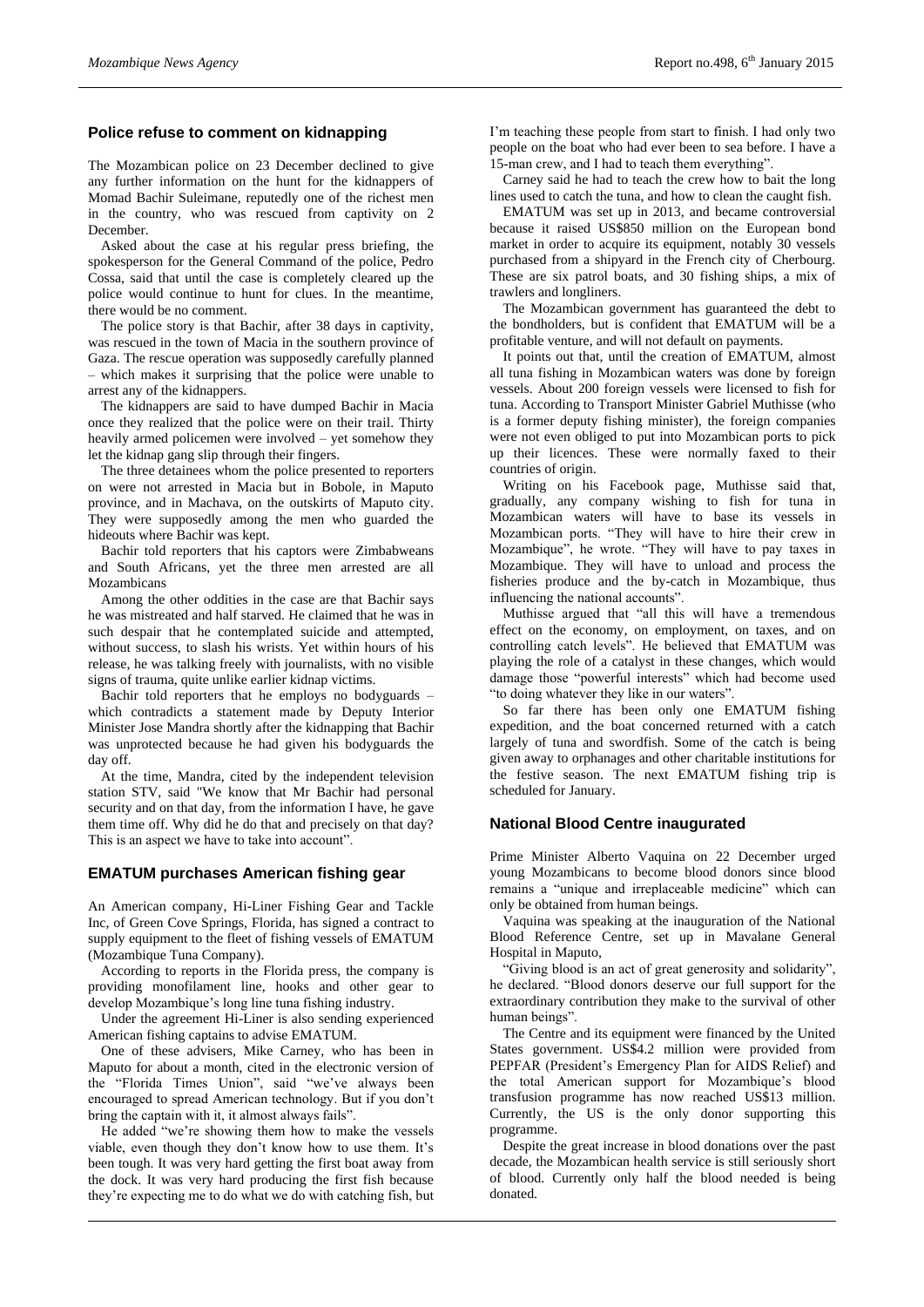## Police refuse to comment on kidnapping

The Mozambican police on 23 December declined to give any further information on the hunt for the kidnappers of Momad Bachir Suleimane, reputedly one of the richest men in the country, who was rescued from captivity on 2 December.

Asked about the case at his regular press briefing, the spokesperson for the General Command of the police, Pedro Cossa, said that until the case is completely cleared up the police would continue to hunt for clues. In the meantime, there would be no comment.

The police story is that Bachir, after 38 days in captivity, was rescued in the town of Macia in the southern province of Gaza. The rescue operation was supposedly carefully planned – which makes it surprising that the police were unable to arrest any of the kidnappers.

The kidnappers are said to have dumped Bachir in Macia once they realized that the police were on their trail. Thirty heavily armed policemen were involved – yet somehow they let the kidnap gang slip through their fingers.

The three detainees whom the police presented to reporters on were not arrested in Macia but in Bobole, in Maputo province, and in Machava, on the outskirts of Maputo city. They were supposedly among the men who guarded the hideouts where Bachir was kept.

Bachir told reporters that his captors were Zimbabweans and South Africans, yet the three men arrested are all Mozambicans

Among the other oddities in the case are that Bachir says he was mistreated and half starved. He claimed that he was in such despair that he contemplated suicide and attempted, without success, to slash his wrists. Yet within hours of his release, he was talking freely with journalists, with no visible signs of trauma, quite unlike earlier kidnap victims.

Bachir told reporters that he employs no bodyguards – which contradicts a statement made by Deputy Interior Minister Jose Mandra shortly after the kidnapping that Bachir was unprotected because he had given his bodyguards the day off.

At the time, Mandra, cited by the independent television station STV, said "We know that Mr Bachir had personal security and on that day, from the information I have, he gave them time off. Why did he do that and precisely on that day? This is an aspect we have to take into account".

## EMATUM purchases American fishing gear

An American company, Hi-Liner Fishing Gear and Tackle Inc, of Green Cove Springs, Florida, has signed a contract to supply equipment to the fleet of fishing vessels of EMATUM (Mozambique Tuna Company).

According to reports in the Florida press, the company is providing monofilament line, hooks and other gear to develop Mozambique's long line tuna fishing industry.

Under the agreement Hi-Liner is also sending experienced American fishing captains to advise EMATUM.

One of these advisers, Mike Carney, who has been in Maputo for about a month, cited in the electronic version of the "Florida Times Union", said "we've always been encouraged to spread American technology. But if you don't bring the captain with it, it almost always fails".

He added "we're showing them how to make the vessels viable, even though they don't know how to use them. It's been tough. It was very hard getting the first boat away from the dock. It was very hard producing the first fish because they're expecting me to do what we do with catching fish, but I'm teaching these people from start to finish. I had only two people on the boat who had ever been to sea before. I have a 15-man crew, and I had to teach them everything".

Carney said he had to teach the crew how to bait the long lines used to catch the tuna, and how to clean the caught fish.

EMATUM was set up in 2013, and became controversial because it raised US$850 million on the European bond market in order to acquire its equipment, notably 30 vessels purchased from a shipyard in the French city of Cherbourg. These are six patrol boats, and 30 fishing ships, a mix of trawlers and longliners.

The Mozambican government has guaranteed the debt to the bondholders, but is confident that EMATUM will be a profitable venture, and will not default on payments.

It points out that, until the creation of EMATUM, almost all tuna fishing in Mozambican waters was done by foreign vessels. About 200 foreign vessels were licensed to fish for tuna. According to Transport Minister Gabriel Muthisse (who is a former deputy fishing minister), the foreign companies were not even obliged to put into Mozambican ports to pick up their licences. These were normally faxed to their countries of origin.

Writing on his Facebook page, Muthisse said that, gradually, any company wishing to fish for tuna in Mozambican waters will have to base its vessels in Mozambican ports. "They will have to hire their crew in Mozambique", he wrote. "They will have to pay taxes in Mozambique. They will have to unload and process the fisheries produce and the by-catch in Mozambique, thus influencing the national accounts".

Muthisse argued that "all this will have a tremendous effect on the economy, on employment, on taxes, and on controlling catch levels". He believed that EMATUM was playing the role of a catalyst in these changes, which would damage those "powerful interests" which had become used "to doing whatever they like in our waters".

So far there has been only one EMATUM fishing expedition, and the boat concerned returned with a catch largely of tuna and swordfish. Some of the catch is being given away to orphanages and other charitable institutions for the festive season. The next EMATUM fishing trip is scheduled for January.

## National Blood Centre inaugurated

Prime Minister Alberto Vaquina on 22 December urged young Mozambicans to become blood donors since blood remains a "unique and irreplaceable medicine" which can only be obtained from human beings.

Vaquina was speaking at the inauguration of the National Blood Reference Centre, set up in Mavalane General Hospital in Maputo,

"Giving blood is an act of great generosity and solidarity", he declared. "Blood donors deserve our full support for the extraordinary contribution they make to the survival of other human beings".

The Centre and its equipment were financed by the United States government. US$4.2 million were provided from PEPFAR (President's Emergency Plan for AIDS Relief) and the total American support for Mozambique's blood transfusion programme has now reached US$13 million. Currently, the US is the only donor supporting this programme.

Despite the great increase in blood donations over the past decade, the Mozambican health service is still seriously short of blood. Currently only half the blood needed is being donated.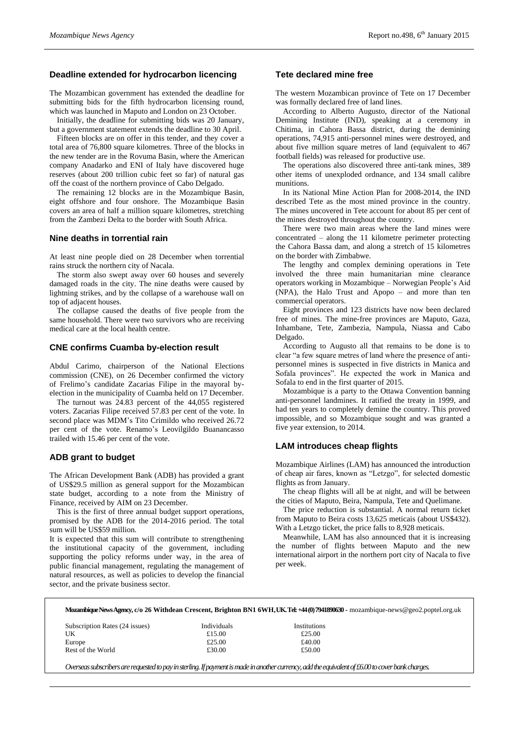## Deadline extended for hydrocarbon licencing

The Mozambican government has extended the deadline for submitting bids for the fifth hydrocarbon licensing round, which was launched in Maputo and London on 23 October.

Initially, the deadline for submitting bids was 20 January, but a government statement extends the deadline to 30 April.

Fifteen blocks are on offer in this tender, and they cover a total area of 76,800 square kilometres. Three of the blocks in the new tender are in the Rovuma Basin, where the American company Anadarko and ENI of Italy have discovered huge reserves (about 200 trillion cubic feet so far) of natural gas off the coast of the northern province of Cabo Delgado.

The remaining 12 blocks are in the Mozambique Basin, eight offshore and four onshore. The Mozambique Basin covers an area of half a million square kilometres, stretching from the Zambezi Delta to the border with South Africa.

## Nine deaths in torrential rain

At least nine people died on 28 December when torrential rains struck the northern city of Nacala.

The storm also swept away over 60 houses and severely damaged roads in the city. The nine deaths were caused by lightning strikes, and by the collapse of a warehouse wall on top of adjacent houses.

The collapse caused the deaths of five people from the same household. There were two survivors who are receiving medical care at the local health centre.

## CNE confirms Cuamba by-election result

Abdul Carimo, chairperson of the National Elections commission (CNE), on 26 December confirmed the victory of Frelimo's candidate Zacarias Filipe in the mayoral by-election in the municipality of Cuamba held on 17 December.

The turnout was 24.83 percent of the 44,055 registered voters. Zacarias Filipe received 57.83 per cent of the vote. In second place was MDM's Tito Crimildo who received 26.72 per cent of the vote. Renamo's Leovilgildo Buanancasso trailed with 15.46 per cent of the vote.

## ADB grant to budget

The African Development Bank (ADB) has provided a grant of US$29.5 million as general support for the Mozambican state budget, according to a note from the Ministry of Finance, received by AIM on 23 December.

This is the first of three annual budget support operations, promised by the ADB for the 2014-2016 period. The total sum will be US$59 million.

It is expected that this sum will contribute to strengthening the institutional capacity of the government, including supporting the policy reforms under way, in the area of public financial management, regulating the management of natural resources, as well as policies to develop the financial sector, and the private business sector.

## Tete declared mine free

The western Mozambican province of Tete on 17 December was formally declared free of land lines.

According to Alberto Augusto, director of the National Demining Institute (IND), speaking at a ceremony in Chitima, in Cahora Bassa district, during the demining operations, 74,915 anti-personnel mines were destroyed, and about five million square metres of land (equivalent to 467 football fields) was released for productive use.

The operations also discovered three anti-tank mines, 389 other items of unexploded ordnance, and 134 small calibre munitions.

In its National Mine Action Plan for 2008-2014, the IND described Tete as the most mined province in the country. The mines uncovered in Tete account for about 85 per cent of the mines destroyed throughout the country.

There were two main areas where the land mines were concentrated – along the 11 kilometre perimeter protecting the Cahora Bassa dam, and along a stretch of 15 kilometres on the border with Zimbabwe.

The lengthy and complex demining operations in Tete involved the three main humanitarian mine clearance operators working in Mozambique – Norwegian People's Aid (NPA), the Halo Trust and Apopo – and more than ten commercial operators.

Eight provinces and 123 districts have now been declared free of mines. The mine-free provinces are Maputo, Gaza, Inhambane, Tete, Zambezia, Nampula, Niassa and Cabo Delgado.

According to Augusto all that remains to be done is to clear "a few square metres of land where the presence of anti-personnel mines is suspected in five districts in Manica and Sofala provinces". He expected the work in Manica and Sofala to end in the first quarter of 2015.

Mozambique is a party to the Ottawa Convention banning anti-personnel landmines. It ratified the treaty in 1999, and had ten years to completely demine the country. This proved impossible, and so Mozambique sought and was granted a five year extension, to 2014.

## LAM introduces cheap flights

Mozambique Airlines (LAM) has announced the introduction of cheap air fares, known as "Letzgo", for selected domestic flights as from January.

The cheap flights will all be at night, and will be between the cities of Maputo, Beira, Nampula, Tete and Quelimane.

The price reduction is substantial. A normal return ticket from Maputo to Beira costs 13,625 meticais (about US$432). With a Letzgo ticket, the price falls to 8,928 meticais.

Meanwhile, LAM has also announced that it is increasing the number of flights between Maputo and the new international airport in the northern port city of Nacala to five per week.

**Mozambique News Agency, c/o 26 Withdean Crescent, Brighton BN1 6WH, UK. Tel: +44 (0) 7941890630** - mozambique-news@geo2.poptel.org.uk

| Subscription Rates (24 issues) | Individuals | Institutions |
|---|---|---|
| UK | £15.00 | £25.00 |
| Europe | £25.00 | £40.00 |
| Rest of the World | £30.00 | £50.00 |

*Overseas subscribers are requested to pay in sterling. If payment is made in another currency, add the equivalent of £6.00 to cover bank charges.*